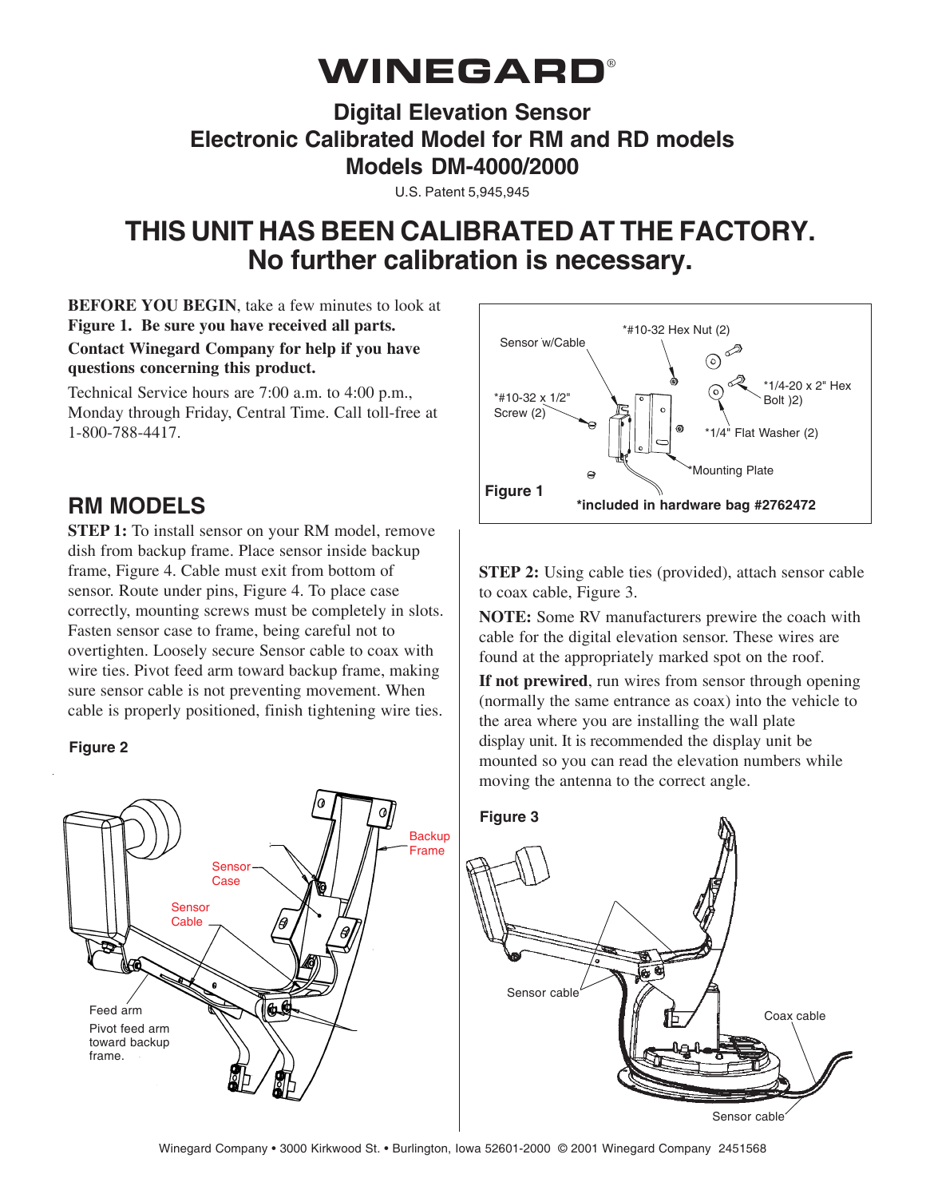# WINEGARD®

## Digital Elevation Sensor
## Electronic Calibrated Model for RM and RD models
## Models DM-4000/2000

U.S. Patent 5,945,945

# THIS UNIT HAS BEEN CALIBRATED AT THE FACTORY. No further calibration is necessary.

**BEFORE YOU BEGIN**, take a few minutes to look at **Figure 1. Be sure you have received all parts.**

**Contact Winegard Company for help if you have questions concerning this product.**

Technical Service hours are 7:00 a.m. to 4:00 p.m., Monday through Friday, Central Time. Call toll-free at 1-800-788-4417.

Sensor w/Cable

*#10-32 Hex Nut (2)

*1/4-20 x 2" Hex Bolt )2)

*#10-32 x 1/2" Screw (2)

*1/4" Flat Washer (2)

*Mounting Plate

**Figure 1** **\*included in hardware bag #2762472**

## RM MODELS

**STEP 1:** To install sensor on your RM model, remove dish from backup frame. Place sensor inside backup frame, Figure 4. Cable must exit from bottom of sensor. Route under pins, Figure 4. To place case correctly, mounting screws must be completely in slots. Fasten sensor case to frame, being careful not to overtighten. Loosely secure Sensor cable to coax with wire ties. Pivot feed arm toward backup frame, making sure sensor cable is not preventing movement. When cable is properly positioned, finish tightening wire ties.

**Figure 2**

Backup Frame

Sensor Case

Sensor Cable

Feed arm

Pivot feed arm toward backup frame.

**STEP 2:** Using cable ties (provided), attach sensor cable to coax cable, Figure 3.

**NOTE:** Some RV manufacturers prewire the coach with cable for the digital elevation sensor. These wires are found at the appropriately marked spot on the roof.

**If not prewired**, run wires from sensor through opening (normally the same entrance as coax) into the vehicle to the area where you are installing the wall plate display unit. It is recommended the display unit be mounted so you can read the elevation numbers while moving the antenna to the correct angle.

**Figure 3**

Sensor cable

Coax cable

Sensor cable

Winegard Company • 3000 Kirkwood St. • Burlington, Iowa 52601-2000 © 2001 Winegard Company 2451568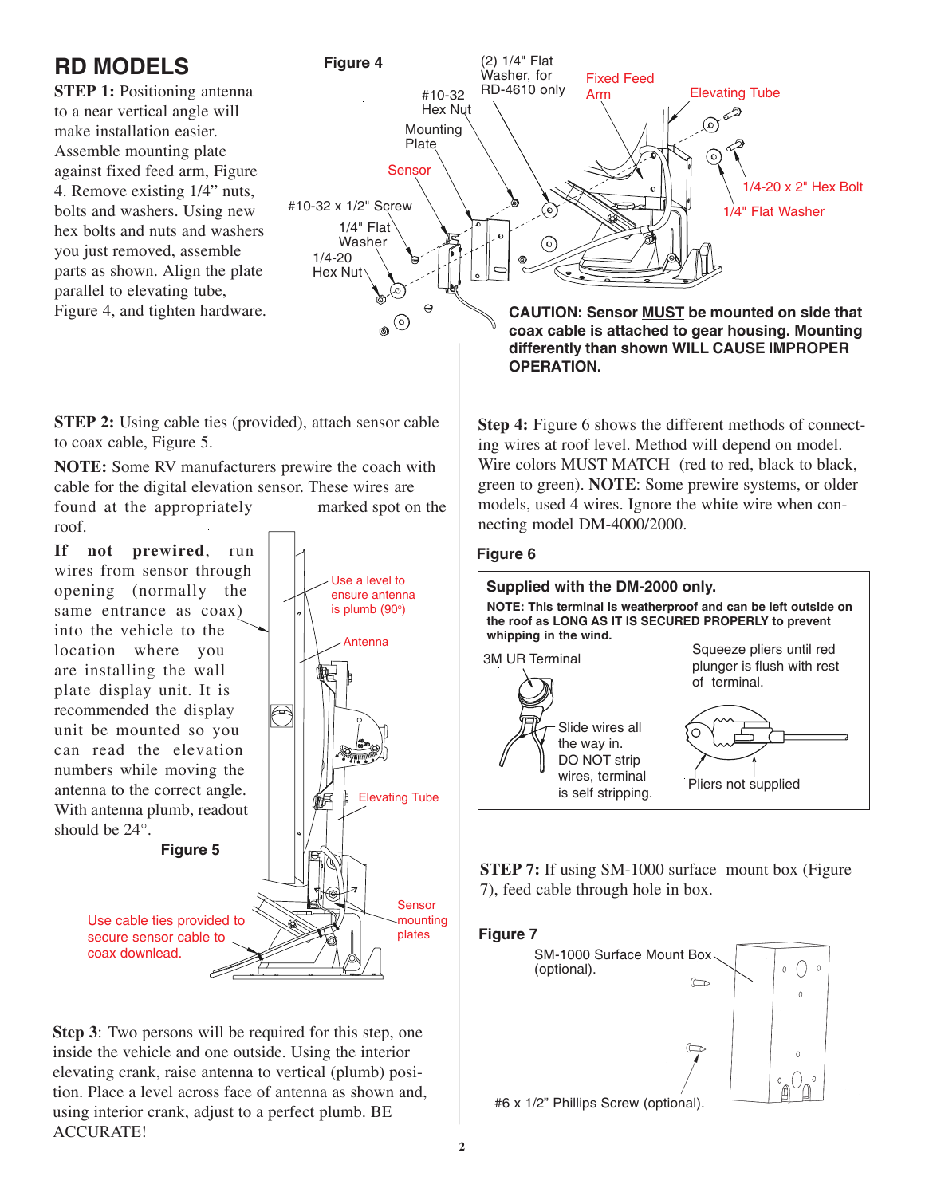## RD MODELS

**STEP 1:** Positioning antenna to a near vertical angle will make installation easier. Assemble mounting plate against fixed feed arm, Figure 4. Remove existing 1/4" nuts, bolts and washers. Using new hex bolts and nuts and washers you just removed, assemble parts as shown. Align the plate parallel to elevating tube, Figure 4, and tighten hardware.

**Figure 4**

(2) 1/4" Flat Washer, for RD-4610 only
#10-32 Hex Nut
Mounting Plate
Fixed Feed Arm
Elevating Tube
Sensor
1/4-20 x 2" Hex Bolt
1/4" Flat Washer
#10-32 x 1/2" Screw
1/4" Flat Washer
1/4-20 Hex Nut

**CAUTION: Sensor MUST be mounted on side that coax cable is attached to gear housing. Mounting differently than shown WILL CAUSE IMPROPER OPERATION.**

**STEP 2:** Using cable ties (provided), attach sensor cable to coax cable, Figure 5.

**NOTE:** Some RV manufacturers prewire the coach with cable for the digital elevation sensor. These wires are found at the appropriately marked spot on the roof.

**If not prewired**, run wires from sensor through opening (normally the same entrance as coax) into the vehicle to the location where you are installing the wall plate display unit. It is recommended the display unit be mounted so you can read the elevation numbers while moving the antenna to the correct angle. With antenna plumb, readout should be 24°.

**Figure 5**

Use a level to ensure antenna is plumb (90°)
Antenna
Elevating Tube
Sensor mounting plates
Use cable ties provided to secure sensor cable to coax downlead.

**Step 3**: Two persons will be required for this step, one inside the vehicle and one outside. Using the interior elevating crank, raise antenna to vertical (plumb) position. Place a level across face of antenna as shown and, using interior crank, adjust to a perfect plumb. BE ACCURATE!

**Step 4:** Figure 6 shows the different methods of connecting wires at roof level. Method will depend on model. Wire colors MUST MATCH (red to red, black to black, green to green). **NOTE**: Some prewire systems, or older models, used 4 wires. Ignore the white wire when connecting model DM-4000/2000.

**Figure 6**

**Supplied with the DM-2000 only.**

**NOTE: This terminal is weatherproof and can be left outside on the roof as LONG AS IT IS SECURED PROPERLY to prevent whipping in the wind.**

3M UR Terminal
Slide wires all the way in. DO NOT strip wires, terminal is self stripping.
Squeeze pliers until red plunger is flush with rest of terminal.
Pliers not supplied

**STEP 7:** If using SM-1000 surface mount box (Figure 7), feed cable through hole in box.

**Figure 7**

SM-1000 Surface Mount Box (optional).
#6 x 1/2" Phillips Screw (optional).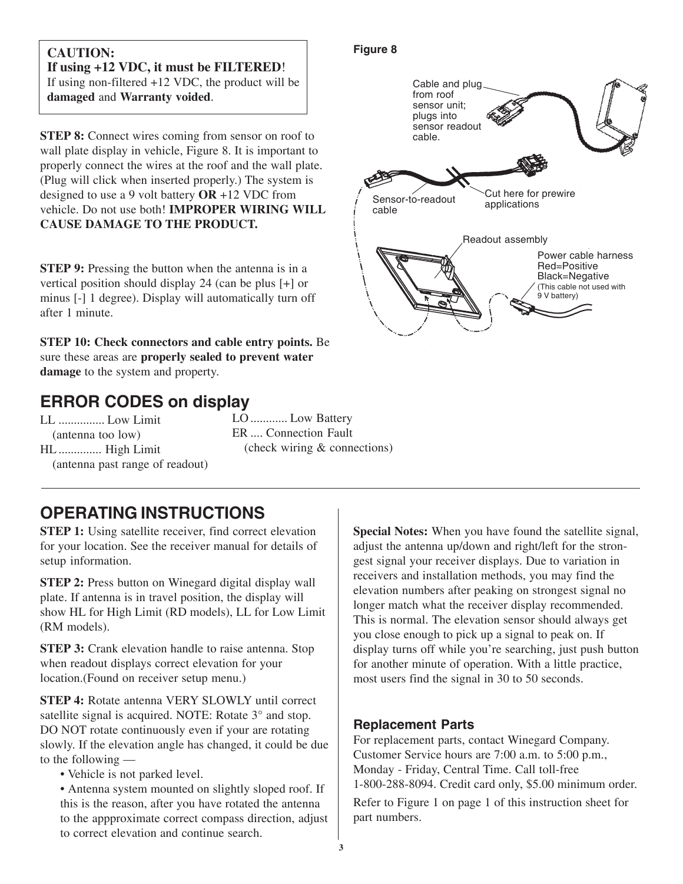**CAUTION:**
**If using +12 VDC, it must be FILTERED!**
If using non-filtered +12 VDC, the product will be **damaged** and **Warranty voided**.

**STEP 8:** Connect wires coming from sensor on roof to wall plate display in vehicle, Figure 8. It is important to properly connect the wires at the roof and the wall plate. (Plug will click when inserted properly.) The system is designed to use a 9 volt battery **OR** +12 VDC from vehicle. Do not use both! **IMPROPER WIRING WILL CAUSE DAMAGE TO THE PRODUCT.**

**STEP 9:** Pressing the button when the antenna is in a vertical position should display 24 (can be plus [+] or minus [-] 1 degree). Display will automatically turn off after 1 minute.

**STEP 10: Check connectors and cable entry points.** Be sure these areas are **properly sealed to prevent water damage** to the system and property.

**Figure 8**

Cable and plug from roof sensor unit; plugs into sensor readout cable.

Sensor-to-readout cable

Cut here for prewire applications

Readout assembly

Power cable harness
Red=Positive
Black=Negative
(This cable not used with 9 V battery)

## ERROR CODES on display

LL ............... Low Limit
(antenna too low)

HL ............. High Limit
(antenna past range of readout)

LO ............ Low Battery

ER .... Connection Fault
(check wiring & connections)

## OPERATING INSTRUCTIONS

**STEP 1:** Using satellite receiver, find correct elevation for your location. See the receiver manual for details of setup information.

**STEP 2:** Press button on Winegard digital display wall plate. If antenna is in travel position, the display will show HL for High Limit (RD models), LL for Low Limit (RM models).

**STEP 3:** Crank elevation handle to raise antenna. Stop when readout displays correct elevation for your location.(Found on receiver setup menu.)

**STEP 4:** Rotate antenna VERY SLOWLY until correct satellite signal is acquired. NOTE: Rotate 3° and stop. DO NOT rotate continuously even if your are rotating slowly. If the elevation angle has changed, it could be due to the following —

- Vehicle is not parked level.
- Antenna system mounted on slightly sloped roof. If this is the reason, after you have rotated the antenna to the appproximate correct compass direction, adjust to correct elevation and continue search.

**Special Notes:** When you have found the satellite signal, adjust the antenna up/down and right/left for the strongest signal your receiver displays. Due to variation in receivers and installation methods, you may find the elevation numbers after peaking on strongest signal no longer match what the receiver display recommended. This is normal. The elevation sensor should always get you close enough to pick up a signal to peak on. If display turns off while you're searching, just push button for another minute of operation. With a little practice, most users find the signal in 30 to 50 seconds.

### Replacement Parts

For replacement parts, contact Winegard Company. Customer Service hours are 7:00 a.m. to 5:00 p.m., Monday - Friday, Central Time. Call toll-free 1-800-288-8094. Credit card only, $5.00 minimum order.

Refer to Figure 1 on page 1 of this instruction sheet for part numbers.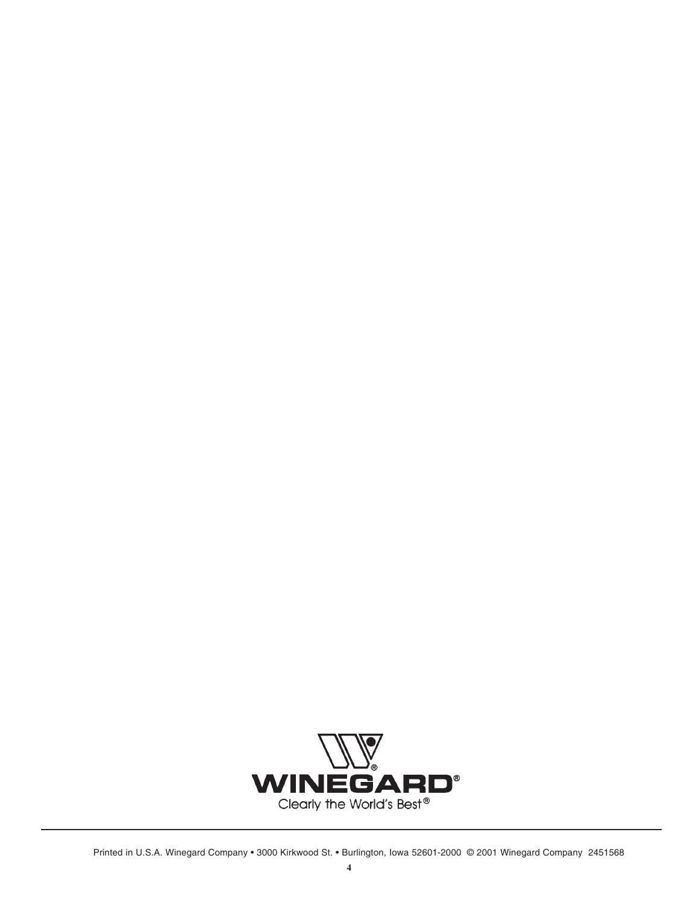WINEGARD®

Clearly the World's Best®

Printed in U.S.A. Winegard Company • 3000 Kirkwood St. • Burlington, Iowa 52601-2000 © 2001 Winegard Company 2451568